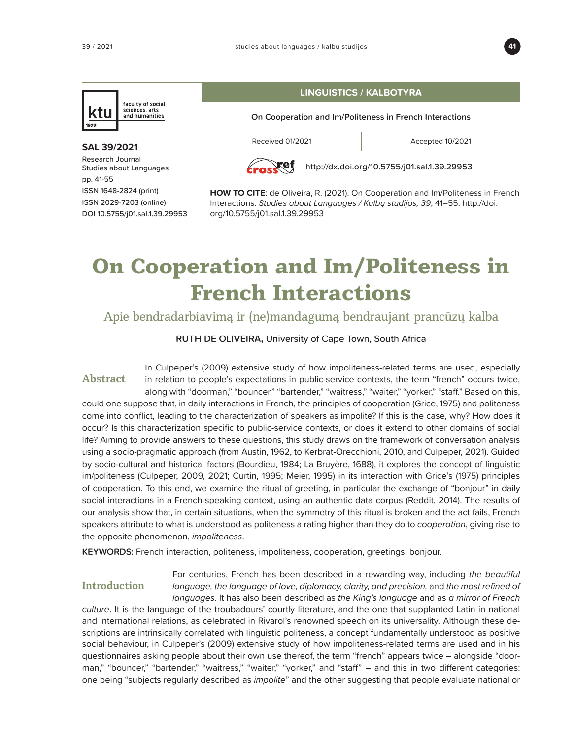faculty of social sciences, arts and humanities

**SAL 39/2021**

Research Journal Studies about Languages pp. 41-55
ISSN 1648-2824 (print)
ISSN 2029-7203 (online)
DOI 10.5755/j01.sal.1.39.29953

**LINGUISTICS / KALBOTYRA**

On Cooperation and Im/Politeness in French Interactions

Received 01/2021 | Accepted 10/2021

http://dx.doi.org/10.5755/j01.sal.1.39.29953

**HOW TO CITE**: de Oliveira, R. (2021). On Cooperation and Im/Politeness in French Interactions. *Studies about Languages / Kalbų studijos, 39*, 41–55. http://doi.org/10.5755/j01.sal.1.39.29953

# On Cooperation and Im/Politeness in French Interactions

## Apie bendradarbiavimą ir (ne)mandagumą bendraujant prancūzų kalba

**RUTH DE OLIVEIRA,** University of Cape Town, South Africa

## Abstract

In Culpeper's (2009) extensive study of how impoliteness-related terms are used, especially in relation to people's expectations in public-service contexts, the term "french" occurs twice, along with "doorman," "bouncer," "bartender," "waitress," "waiter," "yorker," "staff." Based on this, could one suppose that, in daily interactions in French, the principles of cooperation (Grice, 1975) and politeness come into conflict, leading to the characterization of speakers as impolite? If this is the case, why? How does it occur? Is this characterization specific to public-service contexts, or does it extend to other domains of social life? Aiming to provide answers to these questions, this study draws on the framework of conversation analysis using a socio-pragmatic approach (from Austin, 1962, to Kerbrat-Orecchioni, 2010, and Culpeper, 2021). Guided by socio-cultural and historical factors (Bourdieu, 1984; La Bruyère, 1688), it explores the concept of linguistic im/politeness (Culpeper, 2009, 2021; Curtin, 1995; Meier, 1995) in its interaction with Grice's (1975) principles of cooperation. To this end, we examine the ritual of greeting, in particular the exchange of "bonjour" in daily social interactions in a French-speaking context, using an authentic data corpus (Reddit, 2014). The results of our analysis show that, in certain situations, when the symmetry of this ritual is broken and the act fails, French speakers attribute to what is understood as politeness a rating higher than they do to *cooperation*, giving rise to the opposite phenomenon, *impoliteness*.

**KEYWORDS:** French interaction, politeness, impoliteness, cooperation, greetings, bonjour.

## Introduction

For centuries, French has been described in a rewarding way, including *the beautiful language, the language of love, diplomacy, clarity, and precision,* and *the most refined of languages*. It has also been described as *the King's language* and as *a mirror of French culture*. It is the language of the troubadours' courtly literature, and the one that supplanted Latin in national and international relations, as celebrated in Rivarol's renowned speech on its universality. Although these descriptions are intrinsically correlated with linguistic politeness, a concept fundamentally understood as positive social behaviour, in Culpeper's (2009) extensive study of how impoliteness-related terms are used and in his questionnaires asking people about their own use thereof, the term "french" appears twice – alongside "doorman," "bouncer," "bartender," "waitress," "waiter," "yorker," and "staff" – and this in two different categories: one being "subjects regularly described as *impolite*" and the other suggesting that people evaluate national or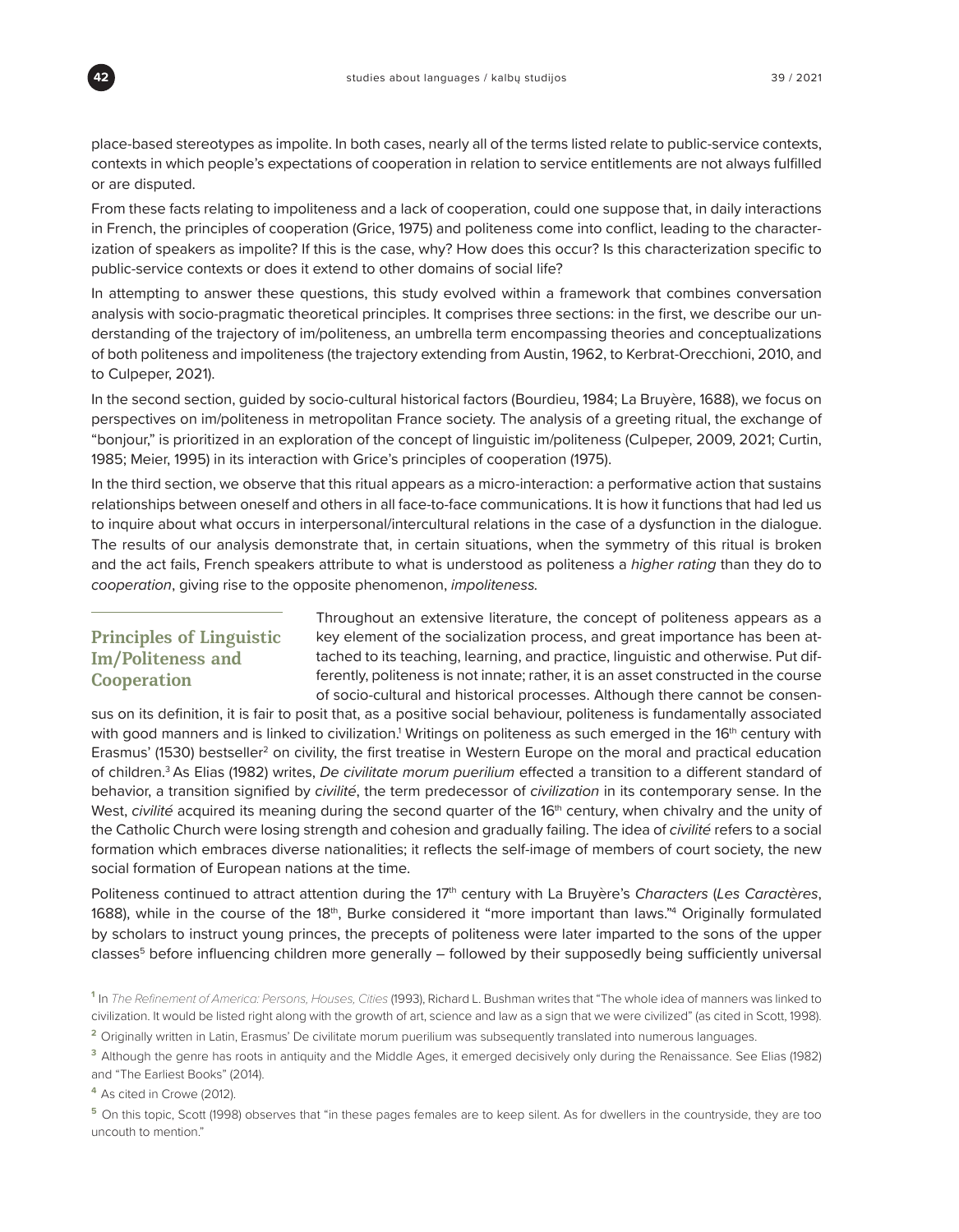place-based stereotypes as impolite. In both cases, nearly all of the terms listed relate to public-service contexts, contexts in which people's expectations of cooperation in relation to service entitlements are not always fulfilled or are disputed.

From these facts relating to impoliteness and a lack of cooperation, could one suppose that, in daily interactions in French, the principles of cooperation (Grice, 1975) and politeness come into conflict, leading to the characterization of speakers as impolite? If this is the case, why? How does this occur? Is this characterization specific to public-service contexts or does it extend to other domains of social life?

In attempting to answer these questions, this study evolved within a framework that combines conversation analysis with socio-pragmatic theoretical principles. It comprises three sections: in the first, we describe our understanding of the trajectory of im/politeness, an umbrella term encompassing theories and conceptualizations of both politeness and impoliteness (the trajectory extending from Austin, 1962, to Kerbrat-Orecchioni, 2010, and to Culpeper, 2021).

In the second section, guided by socio-cultural historical factors (Bourdieu, 1984; La Bruyère, 1688), we focus on perspectives on im/politeness in metropolitan France society. The analysis of a greeting ritual, the exchange of "bonjour," is prioritized in an exploration of the concept of linguistic im/politeness (Culpeper, 2009, 2021; Curtin, 1985; Meier, 1995) in its interaction with Grice's principles of cooperation (1975).

In the third section, we observe that this ritual appears as a micro-interaction: a performative action that sustains relationships between oneself and others in all face-to-face communications. It is how it functions that had led us to inquire about what occurs in interpersonal/intercultural relations in the case of a dysfunction in the dialogue. The results of our analysis demonstrate that, in certain situations, when the symmetry of this ritual is broken and the act fails, French speakers attribute to what is understood as politeness a *higher rating* than they do to *cooperation*, giving rise to the opposite phenomenon, *impoliteness.*

## Principles of Linguistic Im/Politeness and Cooperation

Throughout an extensive literature, the concept of politeness appears as a key element of the socialization process, and great importance has been attached to its teaching, learning, and practice, linguistic and otherwise. Put differently, politeness is not innate; rather, it is an asset constructed in the course of socio-cultural and historical processes. Although there cannot be consensus on its definition, it is fair to posit that, as a positive social behaviour, politeness is fundamentally associated with good manners and is linked to civilization.[1] Writings on politeness as such emerged in the 16th century with Erasmus' (1530) bestseller[2] on civility, the first treatise in Western Europe on the moral and practical education of children.[3] As Elias (1982) writes, *De civilitate morum puerilium* effected a transition to a different standard of behavior, a transition signified by *civilité*, the term predecessor of *civilization* in its contemporary sense. In the West, *civilité* acquired its meaning during the second quarter of the 16th century, when chivalry and the unity of the Catholic Church were losing strength and cohesion and gradually failing. The idea of *civilité* refers to a social formation which embraces diverse nationalities; it reflects the self-image of members of court society, the new social formation of European nations at the time.

Politeness continued to attract attention during the 17th century with La Bruyère's *Characters* (*Les Caractères*, 1688), while in the course of the 18th, Burke considered it "more important than laws."[4] Originally formulated by scholars to instruct young princes, the precepts of politeness were later imparted to the sons of the upper classes[5] before influencing children more generally – followed by their supposedly being sufficiently universal

[1] In *The Refinement of America: Persons, Houses, Cities* (1993), Richard L. Bushman writes that "The whole idea of manners was linked to civilization. It would be listed right along with the growth of art, science and law as a sign that we were civilized" (as cited in Scott, 1998).

[2] Originally written in Latin, Erasmus' De civilitate morum puerilium was subsequently translated into numerous languages.

[3] Although the genre has roots in antiquity and the Middle Ages, it emerged decisively only during the Renaissance. See Elias (1982) and "The Earliest Books" (2014).

[4] As cited in Crowe (2012).

[5] On this topic, Scott (1998) observes that "in these pages females are to keep silent. As for dwellers in the countryside, they are too uncouth to mention."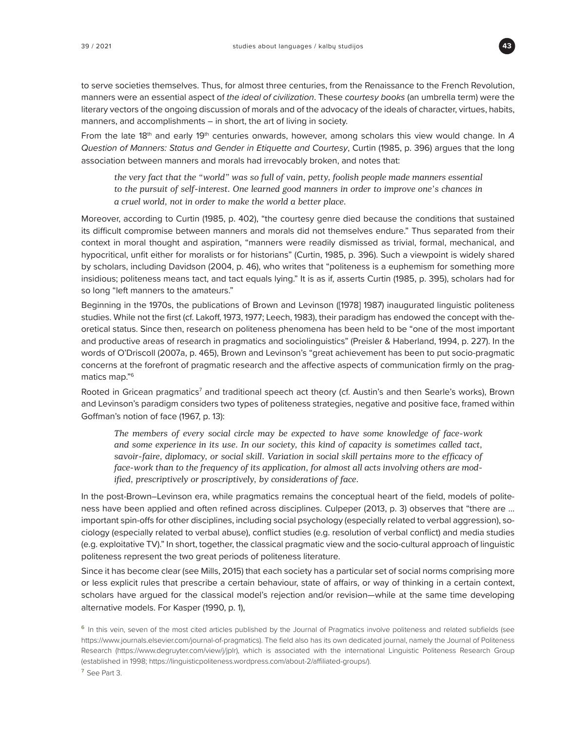to serve societies themselves. Thus, for almost three centuries, from the Renaissance to the French Revolution, manners were an essential aspect of *the ideal of civilization*. These *courtesy books* (an umbrella term) were the literary vectors of the ongoing discussion of morals and of the advocacy of the ideals of character, virtues, habits, manners, and accomplishments – in short, the art of living in society.

From the late 18th and early 19th centuries onwards, however, among scholars this view would change. In *A Question of Manners: Status and Gender in Etiquette and Courtesy*, Curtin (1985, p. 396) argues that the long association between manners and morals had irrevocably broken, and notes that:

> *the very fact that the "world" was so full of vain, petty, foolish people made manners essential to the pursuit of self-interest. One learned good manners in order to improve one's chances in a cruel world, not in order to make the world a better place.*

Moreover, according to Curtin (1985, p. 402), "the courtesy genre died because the conditions that sustained its difficult compromise between manners and morals did not themselves endure." Thus separated from their context in moral thought and aspiration, "manners were readily dismissed as trivial, formal, mechanical, and hypocritical, unfit either for moralists or for historians" (Curtin, 1985, p. 396). Such a viewpoint is widely shared by scholars, including Davidson (2004, p. 46), who writes that "politeness is a euphemism for something more insidious; politeness means tact, and tact equals lying." It is as if, asserts Curtin (1985, p. 395), scholars had for so long "left manners to the amateurs."

Beginning in the 1970s, the publications of Brown and Levinson ([1978] 1987) inaugurated linguistic politeness studies. While not the first (cf. Lakoff, 1973, 1977; Leech, 1983), their paradigm has endowed the concept with theoretical status. Since then, research on politeness phenomena has been held to be "one of the most important and productive areas of research in pragmatics and sociolinguistics" (Preisler & Haberland, 1994, p. 227). In the words of O'Driscoll (2007a, p. 465), Brown and Levinson's "great achievement has been to put socio-pragmatic concerns at the forefront of pragmatic research and the affective aspects of communication firmly on the pragmatics map."[6]

Rooted in Gricean pragmatics[7] and traditional speech act theory (cf. Austin's and then Searle's works), Brown and Levinson's paradigm considers two types of politeness strategies, negative and positive face, framed within Goffman's notion of face (1967, p. 13):

> *The members of every social circle may be expected to have some knowledge of face-work and some experience in its use. In our society, this kind of capacity is sometimes called tact, savoir-faire, diplomacy, or social skill. Variation in social skill pertains more to the efficacy of face-work than to the frequency of its application, for almost all acts involving others are modified, prescriptively or proscriptively, by considerations of face.*

In the post-Brown–Levinson era, while pragmatics remains the conceptual heart of the field, models of politeness have been applied and often refined across disciplines. Culpeper (2013, p. 3) observes that "there are … important spin-offs for other disciplines, including social psychology (especially related to verbal aggression), sociology (especially related to verbal abuse), conflict studies (e.g. resolution of verbal conflict) and media studies (e.g. exploitative TV)." In short, together, the classical pragmatic view and the socio-cultural approach of linguistic politeness represent the two great periods of politeness literature.

Since it has become clear (see Mills, 2015) that each society has a particular set of social norms comprising more or less explicit rules that prescribe a certain behaviour, state of affairs, or way of thinking in a certain context, scholars have argued for the classical model's rejection and/or revision—while at the same time developing alternative models. For Kasper (1990, p. 1),

[6] In this vein, seven of the most cited articles published by the Journal of Pragmatics involve politeness and related subfields (see https://www.journals.elsevier.com/journal-of-pragmatics). The field also has its own dedicated journal, namely the Journal of Politeness Research (https://www.degruyter.com/view/j/jplr), which is associated with the international Linguistic Politeness Research Group (established in 1998; https://linguisticpoliteness.wordpress.com/about-2/affiliated-groups/).

[7] See Part 3.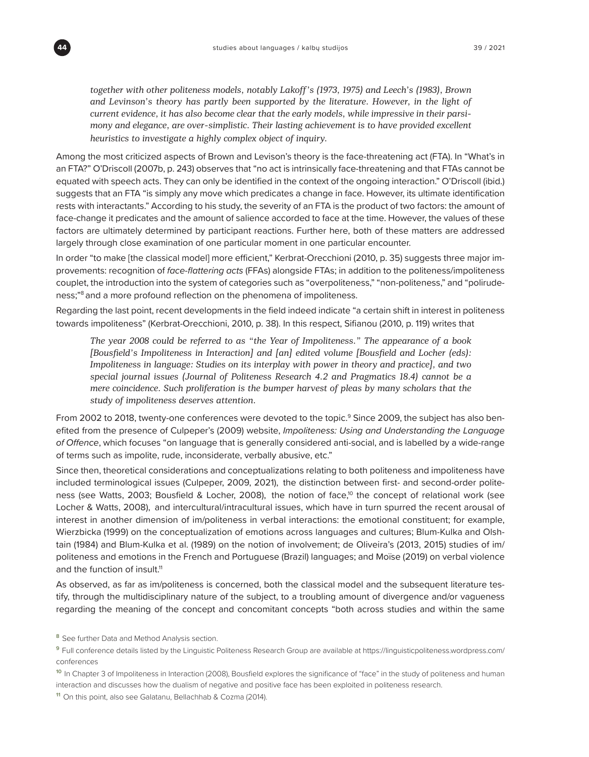*together with other politeness models, notably Lakoff's (1973, 1975) and Leech's (1983), Brown and Levinson's theory has partly been supported by the literature. However, in the light of current evidence, it has also become clear that the early models, while impressive in their parsimony and elegance, are over-simplistic. Their lasting achievement is to have provided excellent heuristics to investigate a highly complex object of inquiry.*

Among the most criticized aspects of Brown and Levison's theory is the face-threatening act (FTA). In "What's in an FTA?" O'Driscoll (2007b, p. 243) observes that "no act is intrinsically face-threatening and that FTAs cannot be equated with speech acts. They can only be identified in the context of the ongoing interaction." O'Driscoll (ibid.) suggests that an FTA "is simply any move which predicates a change in face. However, its ultimate identification rests with interactants." According to his study, the severity of an FTA is the product of two factors: the amount of face-change it predicates and the amount of salience accorded to face at the time. However, the values of these factors are ultimately determined by participant reactions. Further here, both of these matters are addressed largely through close examination of one particular moment in one particular encounter.

In order "to make [the classical model] more efficient," Kerbrat-Orecchioni (2010, p. 35) suggests three major improvements: recognition of *face-flattering acts* (FFAs) alongside FTAs; in addition to the politeness/impoliteness couplet, the introduction into the system of categories such as "overpoliteness," "non-politeness," and "polirudeness;"[8] and a more profound reflection on the phenomena of impoliteness.

Regarding the last point, recent developments in the field indeed indicate "a certain shift in interest in politeness towards impoliteness" (Kerbrat-Orecchioni, 2010, p. 38). In this respect, Sifianou (2010, p. 119) writes that

*The year 2008 could be referred to as "the Year of Impoliteness." The appearance of a book [Bousfield's Impoliteness in Interaction] and [an] edited volume [Bousfield and Locher (eds): Impoliteness in language: Studies on its interplay with power in theory and practice], and two special journal issues (Journal of Politeness Research 4.2 and Pragmatics 18.4) cannot be a mere coincidence. Such proliferation is the bumper harvest of pleas by many scholars that the study of impoliteness deserves attention.*

From 2002 to 2018, twenty-one conferences were devoted to the topic.[9] Since 2009, the subject has also benefited from the presence of Culpeper's (2009) website, *Impoliteness: Using and Understanding the Language of Offence*, which focuses "on language that is generally considered anti-social, and is labelled by a wide-range of terms such as impolite, rude, inconsiderate, verbally abusive, etc."

Since then, theoretical considerations and conceptualizations relating to both politeness and impoliteness have included terminological issues (Culpeper, 2009, 2021), the distinction between first- and second-order politeness (see Watts, 2003; Bousfield & Locher, 2008), the notion of face,[10] the concept of relational work (see Locher & Watts, 2008), and intercultural/intracultural issues, which have in turn spurred the recent arousal of interest in another dimension of im/politeness in verbal interactions: the emotional constituent; for example, Wierzbicka (1999) on the conceptualization of emotions across languages and cultures; Blum-Kulka and Olshtain (1984) and Blum-Kulka et al. (1989) on the notion of involvement; de Oliveira's (2013, 2015) studies of im/politeness and emotions in the French and Portuguese (Brazil) languages; and Moïse (2019) on verbal violence and the function of insult.[11]

As observed, as far as im/politeness is concerned, both the classical model and the subsequent literature testify, through the multidisciplinary nature of the subject, to a troubling amount of divergence and/or vagueness regarding the meaning of the concept and concomitant concepts "both across studies and within the same

[8] See further Data and Method Analysis section.

[9] Full conference details listed by the Linguistic Politeness Research Group are available at https://linguisticpoliteness.wordpress.com/conferences

[10] In Chapter 3 of Impoliteness in Interaction (2008), Bousfield explores the significance of "face" in the study of politeness and human interaction and discusses how the dualism of negative and positive face has been exploited in politeness research.

[11] On this point, also see Galatanu, Bellachhab & Cozma (2014).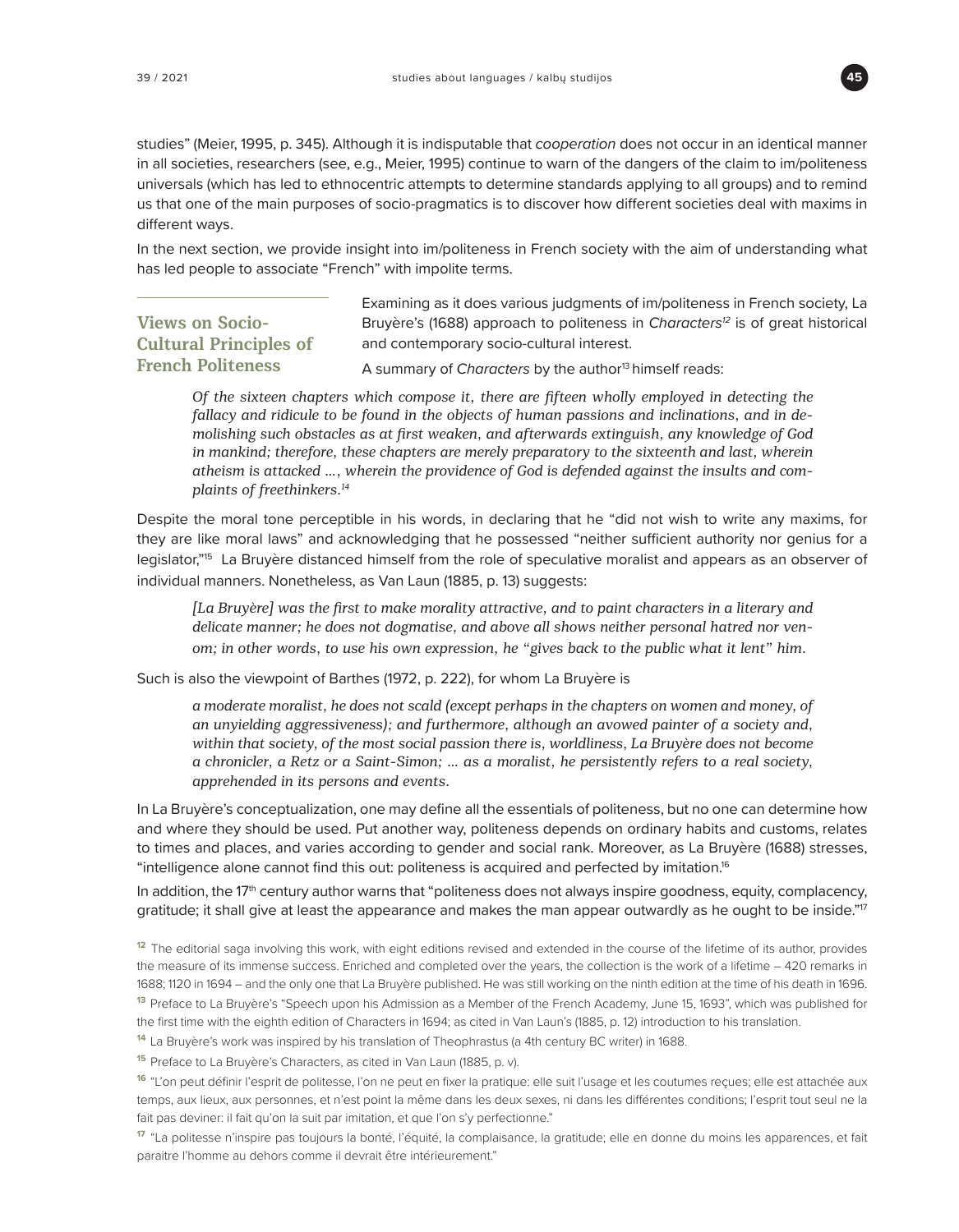studies" (Meier, 1995, p. 345). Although it is indisputable that *cooperation* does not occur in an identical manner in all societies, researchers (see, e.g., Meier, 1995) continue to warn of the dangers of the claim to im/politeness universals (which has led to ethnocentric attempts to determine standards applying to all groups) and to remind us that one of the main purposes of socio-pragmatics is to discover how different societies deal with maxims in different ways.

In the next section, we provide insight into im/politeness in French society with the aim of understanding what has led people to associate "French" with impolite terms.

## Views on Socio-Cultural Principles of French Politeness

Examining as it does various judgments of im/politeness in French society, La Bruyère's (1688) approach to politeness in *Characters*[12] is of great historical and contemporary socio-cultural interest.

A summary of *Characters* by the author[13] himself reads:

> *Of the sixteen chapters which compose it, there are fifteen wholly employed in detecting the fallacy and ridicule to be found in the objects of human passions and inclinations, and in demolishing such obstacles as at first weaken, and afterwards extinguish, any knowledge of God in mankind; therefore, these chapters are merely preparatory to the sixteenth and last, wherein atheism is attacked ..., wherein the providence of God is defended against the insults and complaints of freethinkers.*[14]

Despite the moral tone perceptible in his words, in declaring that he "did not wish to write any maxims, for they are like moral laws" and acknowledging that he possessed "neither sufficient authority nor genius for a legislator,"[15] La Bruyère distanced himself from the role of speculative moralist and appears as an observer of individual manners. Nonetheless, as Van Laun (1885, p. 13) suggests:

> *[La Bruyère] was the first to make morality attractive, and to paint characters in a literary and delicate manner; he does not dogmatise, and above all shows neither personal hatred nor venom; in other words, to use his own expression, he "gives back to the public what it lent" him.*

Such is also the viewpoint of Barthes (1972, p. 222), for whom La Bruyère is

> *a moderate moralist, he does not scald (except perhaps in the chapters on women and money, of an unyielding aggressiveness); and furthermore, although an avowed painter of a society and, within that society, of the most social passion there is, worldliness, La Bruyère does not become a chronicler, a Retz or a Saint-Simon; ... as a moralist, he persistently refers to a real society, apprehended in its persons and events.*

In La Bruyère's conceptualization, one may define all the essentials of politeness, but no one can determine how and where they should be used. Put another way, politeness depends on ordinary habits and customs, relates to times and places, and varies according to gender and social rank. Moreover, as La Bruyère (1688) stresses, "intelligence alone cannot find this out: politeness is acquired and perfected by imitation.[16]

In addition, the 17th century author warns that "politeness does not always inspire goodness, equity, complacency, gratitude; it shall give at least the appearance and makes the man appear outwardly as he ought to be inside."[17]

---

[12] The editorial saga involving this work, with eight editions revised and extended in the course of the lifetime of its author, provides the measure of its immense success. Enriched and completed over the years, the collection is the work of a lifetime – 420 remarks in 1688; 1120 in 1694 – and the only one that La Bruyère published. He was still working on the ninth edition at the time of his death in 1696.

[13] Preface to La Bruyère's "Speech upon his Admission as a Member of the French Academy, June 15, 1693", which was published for the first time with the eighth edition of Characters in 1694; as cited in Van Laun's (1885, p. 12) introduction to his translation.

[14] La Bruyère's work was inspired by his translation of Theophrastus (a 4th century BC writer) in 1688.

[15] Preface to La Bruyère's Characters, as cited in Van Laun (1885, p. v).

[16] "L'on peut définir l'esprit de politesse, l'on ne peut en fixer la pratique: elle suit l'usage et les coutumes reçues; elle est attachée aux temps, aux lieux, aux personnes, et n'est point la même dans les deux sexes, ni dans les différentes conditions; l'esprit tout seul ne la fait pas deviner: il fait qu'on la suit par imitation, et que l'on s'y perfectionne."

[17] "La politesse n'inspire pas toujours la bonté, l'équité, la complaisance, la gratitude; elle en donne du moins les apparences, et fait paraitre l'homme au dehors comme il devrait être intérieurement."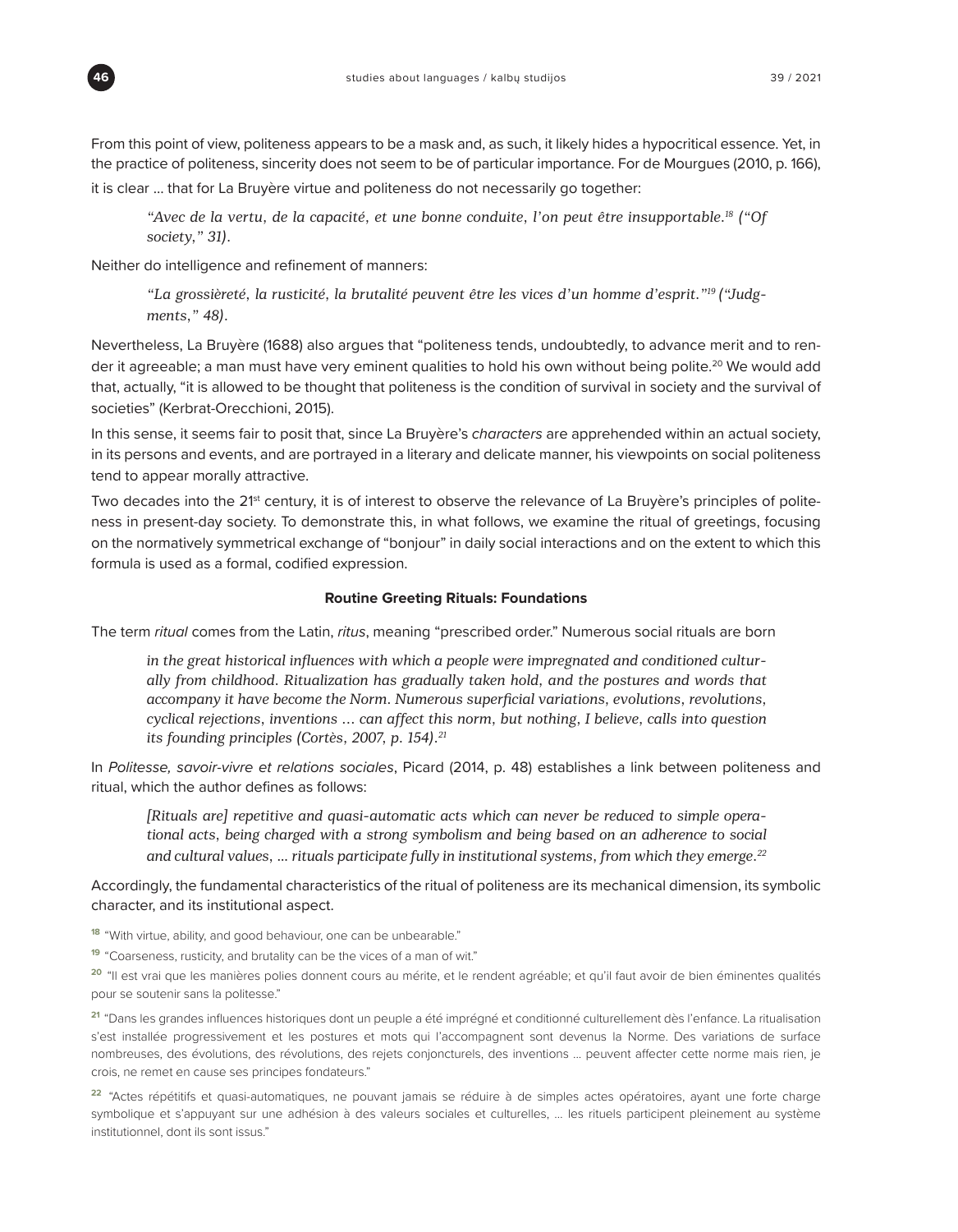From this point of view, politeness appears to be a mask and, as such, it likely hides a hypocritical essence. Yet, in the practice of politeness, sincerity does not seem to be of particular importance. For de Mourgues (2010, p. 166), it is clear … that for La Bruyère virtue and politeness do not necessarily go together:

> *"Avec de la vertu, de la capacité, et une bonne conduite, l'on peut être insupportable.[18] ("Of society," 31).*

Neither do intelligence and refinement of manners:

> *"La grossièreté, la rusticité, la brutalité peuvent être les vices d'un homme d'esprit."[19] ("Judgments," 48).*

Nevertheless, La Bruyère (1688) also argues that "politeness tends, undoubtedly, to advance merit and to render it agreeable; a man must have very eminent qualities to hold his own without being polite.[20] We would add that, actually, "it is allowed to be thought that politeness is the condition of survival in society and the survival of societies" (Kerbrat-Orecchioni, 2015).

In this sense, it seems fair to posit that, since La Bruyère's *characters* are apprehended within an actual society, in its persons and events, and are portrayed in a literary and delicate manner, his viewpoints on social politeness tend to appear morally attractive.

Two decades into the 21st century, it is of interest to observe the relevance of La Bruyère's principles of politeness in present-day society. To demonstrate this, in what follows, we examine the ritual of greetings, focusing on the normatively symmetrical exchange of "bonjour" in daily social interactions and on the extent to which this formula is used as a formal, codified expression.

## Routine Greeting Rituals: Foundations

The term *ritual* comes from the Latin, *ritus*, meaning "prescribed order." Numerous social rituals are born

> *in the great historical influences with which a people were impregnated and conditioned culturally from childhood. Ritualization has gradually taken hold, and the postures and words that accompany it have become the Norm. Numerous superficial variations, evolutions, revolutions, cyclical rejections, inventions … can affect this norm, but nothing, I believe, calls into question its founding principles (Cortès, 2007, p. 154).[21]*

In *Politesse, savoir-vivre et relations sociales*, Picard (2014, p. 48) establishes a link between politeness and ritual, which the author defines as follows:

> *[Rituals are] repetitive and quasi-automatic acts which can never be reduced to simple operational acts, being charged with a strong symbolism and being based on an adherence to social and cultural values, … rituals participate fully in institutional systems, from which they emerge.[22]*

Accordingly, the fundamental characteristics of the ritual of politeness are its mechanical dimension, its symbolic character, and its institutional aspect.

---

[18] "With virtue, ability, and good behaviour, one can be unbearable."

[19] "Coarseness, rusticity, and brutality can be the vices of a man of wit."

[20] "Il est vrai que les manières polies donnent cours au mérite, et le rendent agréable; et qu'il faut avoir de bien éminentes qualités pour se soutenir sans la politesse."

[21] "Dans les grandes influences historiques dont un peuple a été imprégné et conditionné culturellement dès l'enfance. La ritualisation s'est installée progressivement et les postures et mots qui l'accompagnent sont devenus la Norme. Des variations de surface nombreuses, des évolutions, des révolutions, des rejets conjoncturels, des inventions … peuvent affecter cette norme mais rien, je crois, ne remet en cause ses principes fondateurs."

[22] "Actes répétitifs et quasi-automatiques, ne pouvant jamais se réduire à de simples actes opératoires, ayant une forte charge symbolique et s'appuyant sur une adhésion à des valeurs sociales et culturelles, … les rituels participent pleinement au système institutionnel, dont ils sont issus."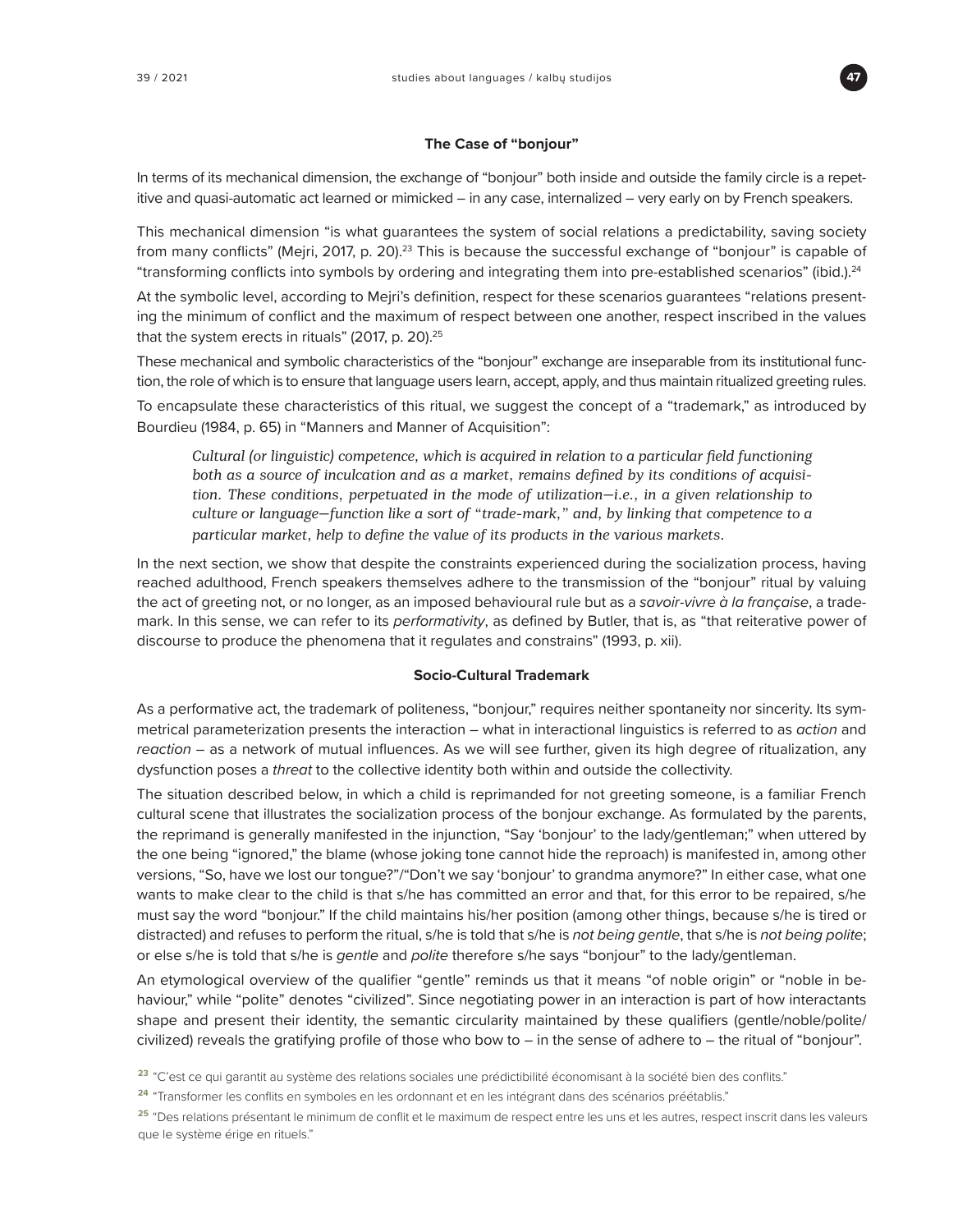### The Case of "bonjour"

In terms of its mechanical dimension, the exchange of "bonjour" both inside and outside the family circle is a repetitive and quasi-automatic act learned or mimicked – in any case, internalized – very early on by French speakers.

This mechanical dimension "is what guarantees the system of social relations a predictability, saving society from many conflicts" (Mejri, 2017, p. 20).[23] This is because the successful exchange of "bonjour" is capable of "transforming conflicts into symbols by ordering and integrating them into pre-established scenarios" (ibid.).[24]

At the symbolic level, according to Mejri's definition, respect for these scenarios guarantees "relations presenting the minimum of conflict and the maximum of respect between one another, respect inscribed in the values that the system erects in rituals" (2017, p. 20).[25]

These mechanical and symbolic characteristics of the "bonjour" exchange are inseparable from its institutional function, the role of which is to ensure that language users learn, accept, apply, and thus maintain ritualized greeting rules.

To encapsulate these characteristics of this ritual, we suggest the concept of a "trademark," as introduced by Bourdieu (1984, p. 65) in "Manners and Manner of Acquisition":

> *Cultural (or linguistic) competence, which is acquired in relation to a particular field functioning both as a source of inculcation and as a market, remains defined by its conditions of acquisition. These conditions, perpetuated in the mode of utilization—i.e., in a given relationship to culture or language—function like a sort of "trade-mark," and, by linking that competence to a particular market, help to define the value of its products in the various markets.*

In the next section, we show that despite the constraints experienced during the socialization process, having reached adulthood, French speakers themselves adhere to the transmission of the "bonjour" ritual by valuing the act of greeting not, or no longer, as an imposed behavioural rule but as a *savoir-vivre à la française*, a trademark. In this sense, we can refer to its *performativity*, as defined by Butler, that is, as "that reiterative power of discourse to produce the phenomena that it regulates and constrains" (1993, p. xii).

### Socio-Cultural Trademark

As a performative act, the trademark of politeness, "bonjour," requires neither spontaneity nor sincerity. Its symmetrical parameterization presents the interaction – what in interactional linguistics is referred to as *action* and *reaction* – as a network of mutual influences. As we will see further, given its high degree of ritualization, any dysfunction poses a *threat* to the collective identity both within and outside the collectivity.

The situation described below, in which a child is reprimanded for not greeting someone, is a familiar French cultural scene that illustrates the socialization process of the bonjour exchange. As formulated by the parents, the reprimand is generally manifested in the injunction, "Say 'bonjour' to the lady/gentleman;" when uttered by the one being "ignored," the blame (whose joking tone cannot hide the reproach) is manifested in, among other versions, "So, have we lost our tongue?"/"Don't we say 'bonjour' to grandma anymore?" In either case, what one wants to make clear to the child is that s/he has committed an error and that, for this error to be repaired, s/he must say the word "bonjour." If the child maintains his/her position (among other things, because s/he is tired or distracted) and refuses to perform the ritual, s/he is told that s/he is *not being gentle*, that s/he is *not being polite*; or else s/he is told that s/he is *gentle* and *polite* therefore s/he says "bonjour" to the lady/gentleman.

An etymological overview of the qualifier "gentle" reminds us that it means "of noble origin" or "noble in behaviour," while "polite" denotes "civilized". Since negotiating power in an interaction is part of how interactants shape and present their identity, the semantic circularity maintained by these qualifiers (gentle/noble/polite/civilized) reveals the gratifying profile of those who bow to – in the sense of adhere to – the ritual of "bonjour".

[23] "C'est ce qui garantit au système des relations sociales une prédictibilité économisant à la société bien des conflits."

[24] "Transformer les conflits en symboles en les ordonnant et en les intégrant dans des scénarios préétablis."

[25] "Des relations présentant le minimum de conflit et le maximum de respect entre les uns et les autres, respect inscrit dans les valeurs que le système érige en rituels."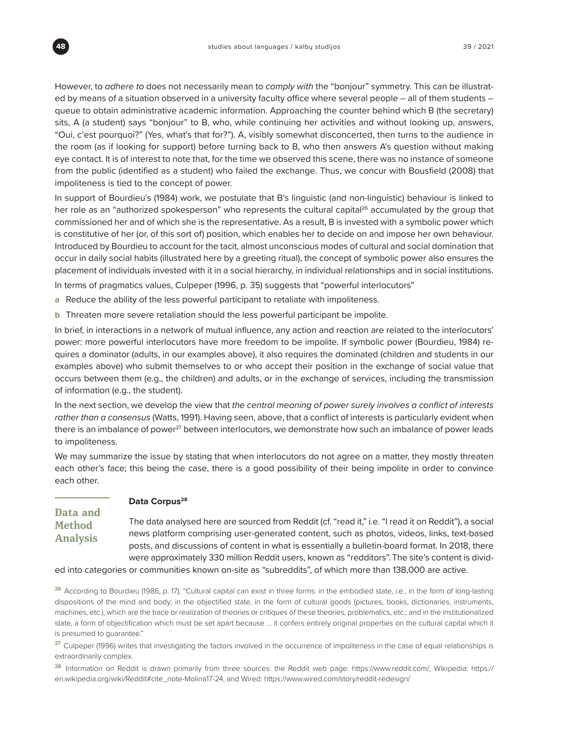However, to *adhere to* does not necessarily mean to *comply with* the "bonjour" symmetry. This can be illustrated by means of a situation observed in a university faculty office where several people – all of them students – queue to obtain administrative academic information. Approaching the counter behind which B (the secretary) sits, A (a student) says "bonjour" to B, who, while continuing her activities and without looking up, answers, "Oui, c'est pourquoi?" (Yes, what's that for?"). A, visibly somewhat disconcerted, then turns to the audience in the room (as if looking for support) before turning back to B, who then answers A's question without making eye contact. It is of interest to note that, for the time we observed this scene, there was no instance of someone from the public (identified as a student) who failed the exchange. Thus, we concur with Bousfield (2008) that impoliteness is tied to the concept of power.

In support of Bourdieu's (1984) work, we postulate that B's linguistic (and non-linguistic) behaviour is linked to her role as an "authorized spokesperson" who represents the cultural capital[26] accumulated by the group that commissioned her and of which she is the representative. As a result, B is invested with a symbolic power which is constitutive of her (or, of this sort of) position, which enables her to decide on and impose her own behaviour. Introduced by Bourdieu to account for the tacit, almost unconscious modes of cultural and social domination that occur in daily social habits (illustrated here by a greeting ritual), the concept of symbolic power also ensures the placement of individuals invested with it in a social hierarchy, in individual relationships and in social institutions.

In terms of pragmatics values, Culpeper (1996, p. 35) suggests that "powerful interlocutors"

- **a** Reduce the ability of the less powerful participant to retaliate with impoliteness.
- **b** Threaten more severe retaliation should the less powerful participant be impolite.

In brief, in interactions in a network of mutual influence, any action and reaction are related to the interlocutors' power: more powerful interlocutors have more freedom to be impolite. If symbolic power (Bourdieu, 1984) requires a dominator (adults, in our examples above), it also requires the dominated (children and students in our examples above) who submit themselves to or who accept their position in the exchange of social value that occurs between them (e.g., the children) and adults, or in the exchange of services, including the transmission of information (e.g., the student).

In the next section, we develop the view that *the central meaning of power surely involves a conflict of interests rather than a consensus* (Watts, 1991). Having seen, above, that a conflict of interests is particularly evident when there is an imbalance of power[27] between interlocutors, we demonstrate how such an imbalance of power leads to impoliteness.

We may summarize the issue by stating that when interlocutors do not agree on a matter, they mostly threaten each other's face; this being the case, there is a good possibility of their being impolite in order to convince each other.

## Data and Method Analysis

### Data Corpus[28]

The data analysed here are sourced from Reddit (cf. "read it," i.e. "I read it on Reddit"), a social news platform comprising user-generated content, such as photos, videos, links, text-based posts, and discussions of content in what is essentially a bulletin-board format. In 2018, there were approximately 330 million Reddit users, known as "redditors". The site's content is divided into categories or communities known on-site as "subreddits", of which more than 138,000 are active.

[26] According to Bourdieu (1986, p. 17), "Cultural capital can exist in three forms: in the embodied state, i.e., in the form of long-lasting dispositions of the mind and body; in the objectified state, in the form of cultural goods (pictures, books, dictionaries, instruments, machines, etc.), which are the trace or realization of theories or critiques of these theories, problematics, etc.; and in the institutionalized state, a form of objectification which must be set apart because … it confers entirely original properties on the cultural capital which it is presumed to guarantee."

[27] Culpeper (1996) writes that investigating the factors involved in the occurrence of impoliteness in the case of equal relationships is extraordinarily complex.

[28] Information on Reddit is drawn primarily from three sources: the Reddit web page: https://www.reddit.com/, Wikipedia: https://en.wikipedia.org/wiki/Reddit#cite_note-Molina17-24, and Wired: https://www.wired.com/story/reddit-redesign/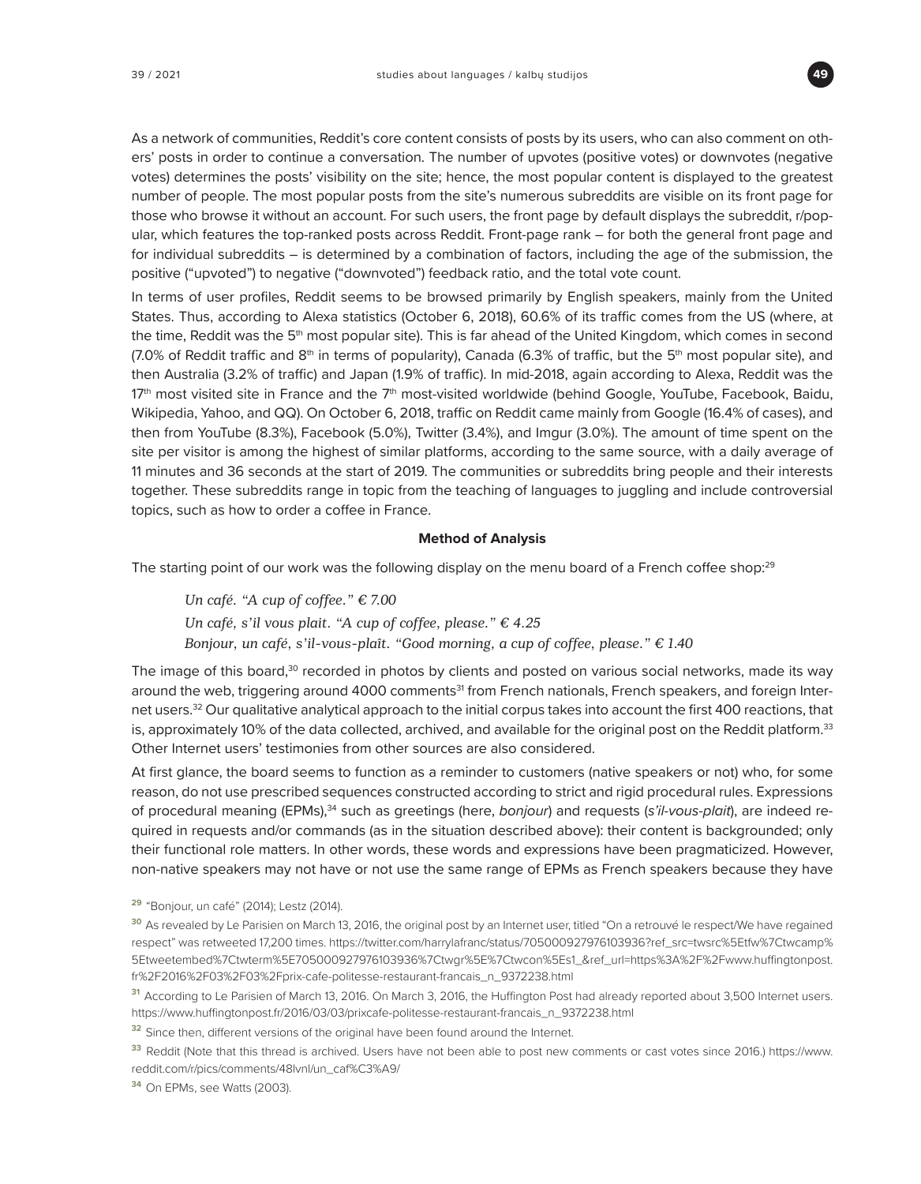As a network of communities, Reddit's core content consists of posts by its users, who can also comment on others' posts in order to continue a conversation. The number of upvotes (positive votes) or downvotes (negative votes) determines the posts' visibility on the site; hence, the most popular content is displayed to the greatest number of people. The most popular posts from the site's numerous subreddits are visible on its front page for those who browse it without an account. For such users, the front page by default displays the subreddit, r/popular, which features the top-ranked posts across Reddit. Front-page rank – for both the general front page and for individual subreddits – is determined by a combination of factors, including the age of the submission, the positive ("upvoted") to negative ("downvoted") feedback ratio, and the total vote count.

In terms of user profiles, Reddit seems to be browsed primarily by English speakers, mainly from the United States. Thus, according to Alexa statistics (October 6, 2018), 60.6% of its traffic comes from the US (where, at the time, Reddit was the 5th most popular site). This is far ahead of the United Kingdom, which comes in second (7.0% of Reddit traffic and 8th in terms of popularity), Canada (6.3% of traffic, but the 5th most popular site), and then Australia (3.2% of traffic) and Japan (1.9% of traffic). In mid-2018, again according to Alexa, Reddit was the 17th most visited site in France and the 7th most-visited worldwide (behind Google, YouTube, Facebook, Baidu, Wikipedia, Yahoo, and QQ). On October 6, 2018, traffic on Reddit came mainly from Google (16.4% of cases), and then from YouTube (8.3%), Facebook (5.0%), Twitter (3.4%), and Imgur (3.0%). The amount of time spent on the site per visitor is among the highest of similar platforms, according to the same source, with a daily average of 11 minutes and 36 seconds at the start of 2019. The communities or subreddits bring people and their interests together. These subreddits range in topic from the teaching of languages to juggling and include controversial topics, such as how to order a coffee in France.

**Method of Analysis**

The starting point of our work was the following display on the menu board of a French coffee shop:[29]

> *Un café. "A cup of coffee." € 7.00*
> *Un café, s'il vous plait. "A cup of coffee, please." € 4.25*
> *Bonjour, un café, s'il-vous-plaît. "Good morning, a cup of coffee, please." € 1.40*

The image of this board,[30] recorded in photos by clients and posted on various social networks, made its way around the web, triggering around 4000 comments[31] from French nationals, French speakers, and foreign Internet users.[32] Our qualitative analytical approach to the initial corpus takes into account the first 400 reactions, that is, approximately 10% of the data collected, archived, and available for the original post on the Reddit platform.[33] Other Internet users' testimonies from other sources are also considered.

At first glance, the board seems to function as a reminder to customers (native speakers or not) who, for some reason, do not use prescribed sequences constructed according to strict and rigid procedural rules. Expressions of procedural meaning (EPMs),[34] such as greetings (here, *bonjour*) and requests (*s'il-vous-plait*), are indeed required in requests and/or commands (as in the situation described above): their content is backgrounded; only their functional role matters. In other words, these words and expressions have been pragmaticized. However, non-native speakers may not have or not use the same range of EPMs as French speakers because they have

---

[29] "Bonjour, un café" (2014); Lestz (2014).

[30] As revealed by Le Parisien on March 13, 2016, the original post by an Internet user, titled "On a retrouvé le respect/We have regained respect" was retweeted 17,200 times. https://twitter.com/harrylafranc/status/705000927976103936?ref_src=twsrc%5Etfw%7Ctwcamp%5Etweetembed%7Ctwterm%5E705000927976103936%7Ctwgr%5E%7Ctwcon%5Es1_&ref_url=https%3A%2F%2Fwww.huffingtonpost.fr%2F2016%2F03%2F03%2Fprix-cafe-politesse-restaurant-francais_n_9372238.html

[31] According to Le Parisien of March 13, 2016. On March 3, 2016, the Huffington Post had already reported about 3,500 Internet users. https://www.huffingtonpost.fr/2016/03/03/prixcafe-politesse-restaurant-francais_n_9372238.html

[32] Since then, different versions of the original have been found around the Internet.

[33] Reddit (Note that this thread is archived. Users have not been able to post new comments or cast votes since 2016.) https://www.reddit.com/r/pics/comments/48lvnl/un_caf%C3%A9/

[34] On EPMs, see Watts (2003).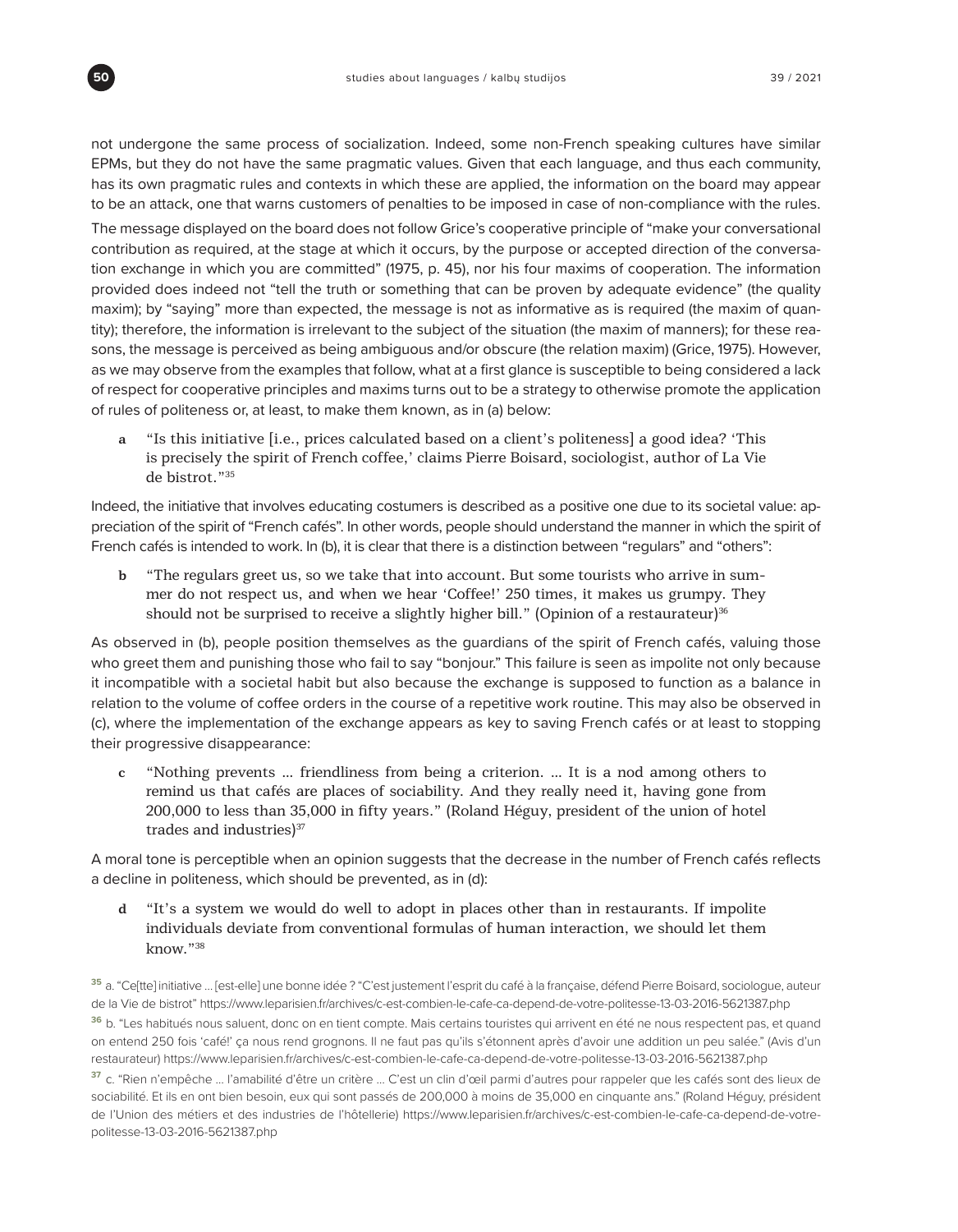not undergone the same process of socialization. Indeed, some non-French speaking cultures have similar EPMs, but they do not have the same pragmatic values. Given that each language, and thus each community, has its own pragmatic rules and contexts in which these are applied, the information on the board may appear to be an attack, one that warns customers of penalties to be imposed in case of non-compliance with the rules.

The message displayed on the board does not follow Grice's cooperative principle of "make your conversational contribution as required, at the stage at which it occurs, by the purpose or accepted direction of the conversation exchange in which you are committed" (1975, p. 45), nor his four maxims of cooperation. The information provided does indeed not "tell the truth or something that can be proven by adequate evidence" (the quality maxim); by "saying" more than expected, the message is not as informative as is required (the maxim of quantity); therefore, the information is irrelevant to the subject of the situation (the maxim of manners); for these reasons, the message is perceived as being ambiguous and/or obscure (the relation maxim) (Grice, 1975). However, as we may observe from the examples that follow, what at a first glance is susceptible to being considered a lack of respect for cooperative principles and maxims turns out to be a strategy to otherwise promote the application of rules of politeness or, at least, to make them known, as in (a) below:

> **a** "Is this initiative [i.e., prices calculated based on a client's politeness] a good idea? 'This is precisely the spirit of French coffee,' claims Pierre Boisard, sociologist, author of La Vie de bistrot."[35]

Indeed, the initiative that involves educating costumers is described as a positive one due to its societal value: appreciation of the spirit of "French cafés". In other words, people should understand the manner in which the spirit of French cafés is intended to work. In (b), it is clear that there is a distinction between "regulars" and "others":

> **b** "The regulars greet us, so we take that into account. But some tourists who arrive in summer do not respect us, and when we hear 'Coffee!' 250 times, it makes us grumpy. They should not be surprised to receive a slightly higher bill." (Opinion of a restaurateur)[36]

As observed in (b), people position themselves as the guardians of the spirit of French cafés, valuing those who greet them and punishing those who fail to say "bonjour." This failure is seen as impolite not only because it incompatible with a societal habit but also because the exchange is supposed to function as a balance in relation to the volume of coffee orders in the course of a repetitive work routine. This may also be observed in (c), where the implementation of the exchange appears as key to saving French cafés or at least to stopping their progressive disappearance:

> **c** "Nothing prevents … friendliness from being a criterion. … It is a nod among others to remind us that cafés are places of sociability. And they really need it, having gone from 200,000 to less than 35,000 in fifty years." (Roland Héguy, president of the union of hotel trades and industries)[37]

A moral tone is perceptible when an opinion suggests that the decrease in the number of French cafés reflects a decline in politeness, which should be prevented, as in (d):

> **d** "It's a system we would do well to adopt in places other than in restaurants. If impolite individuals deviate from conventional formulas of human interaction, we should let them know."[38]

---

[35] a. "Ce[tte] initiative … [est-elle] une bonne idée ? "C'est justement l'esprit du café à la française, défend Pierre Boisard, sociologue, auteur de la Vie de bistrot" https://www.leparisien.fr/archives/c-est-combien-le-cafe-ca-depend-de-votre-politesse-13-03-2016-5621387.php

[36] b. "Les habitués nous saluent, donc on en tient compte. Mais certains touristes qui arrivent en été ne nous respectent pas, et quand on entend 250 fois 'café!' ça nous rend grognons. Il ne faut pas qu'ils s'étonnent après d'avoir une addition un peu salée." (Avis d'un restaurateur) https://www.leparisien.fr/archives/c-est-combien-le-cafe-ca-depend-de-votre-politesse-13-03-2016-5621387.php

[37] c. "Rien n'empêche … l'amabilité d'être un critère … C'est un clin d'œil parmi d'autres pour rappeler que les cafés sont des lieux de sociabilité. Et ils en ont bien besoin, eux qui sont passés de 200,000 à moins de 35,000 en cinquante ans." (Roland Héguy, président de l'Union des métiers et des industries de l'hôtellerie) https://www.leparisien.fr/archives/c-est-combien-le-cafe-ca-depend-de-votre-politesse-13-03-2016-5621387.php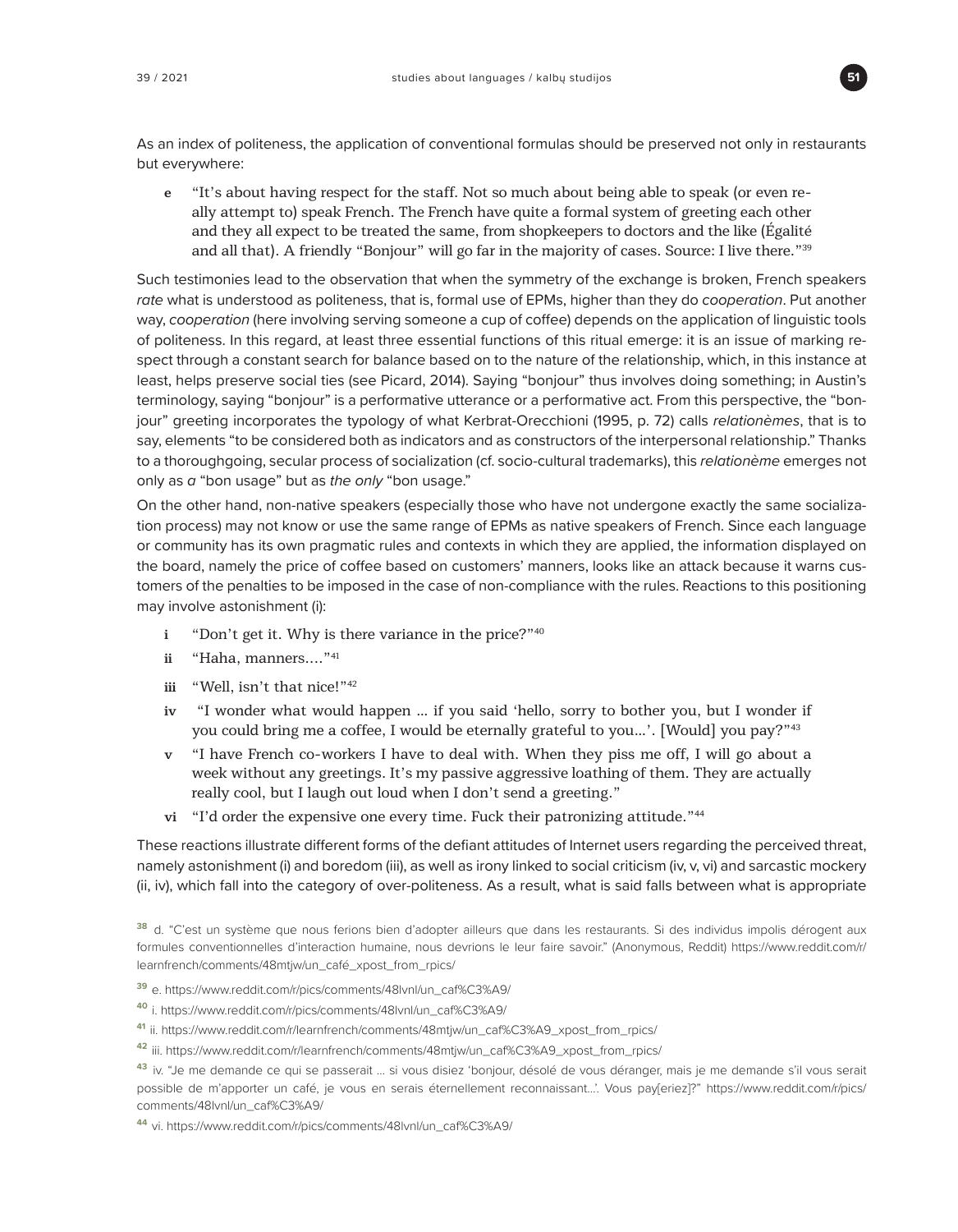As an index of politeness, the application of conventional formulas should be preserved not only in restaurants but everywhere:

**e** "It's about having respect for the staff. Not so much about being able to speak (or even really attempt to) speak French. The French have quite a formal system of greeting each other and they all expect to be treated the same, from shopkeepers to doctors and the like (Égalité and all that). A friendly "Bonjour" will go far in the majority of cases. Source: I live there."[39]

Such testimonies lead to the observation that when the symmetry of the exchange is broken, French speakers *rate* what is understood as politeness, that is, formal use of EPMs, higher than they do *cooperation*. Put another way, *cooperation* (here involving serving someone a cup of coffee) depends on the application of linguistic tools of politeness. In this regard, at least three essential functions of this ritual emerge: it is an issue of marking respect through a constant search for balance based on to the nature of the relationship, which, in this instance at least, helps preserve social ties (see Picard, 2014). Saying "bonjour" thus involves doing something; in Austin's terminology, saying "bonjour" is a performative utterance or a performative act. From this perspective, the "bonjour" greeting incorporates the typology of what Kerbrat-Orecchioni (1995, p. 72) calls *relationèmes*, that is to say, elements "to be considered both as indicators and as constructors of the interpersonal relationship." Thanks to a thoroughgoing, secular process of socialization (cf. socio-cultural trademarks), this *relationème* emerges not only as *a* "bon usage" but as *the only* "bon usage."

On the other hand, non-native speakers (especially those who have not undergone exactly the same socialization process) may not know or use the same range of EPMs as native speakers of French. Since each language or community has its own pragmatic rules and contexts in which they are applied, the information displayed on the board, namely the price of coffee based on customers' manners, looks like an attack because it warns customers of the penalties to be imposed in the case of non-compliance with the rules. Reactions to this positioning may involve astonishment (i):

**i** "Don't get it. Why is there variance in the price?"[40]

**ii** "Haha, manners...."[41]

**iii** "Well, isn't that nice!"[42]

**iv** "I wonder what would happen ... if you said 'hello, sorry to bother you, but I wonder if you could bring me a coffee, I would be eternally grateful to you...'. [Would] you pay?"[43]

**v** "I have French co-workers I have to deal with. When they piss me off, I will go about a week without any greetings. It's my passive aggressive loathing of them. They are actually really cool, but I laugh out loud when I don't send a greeting."

**vi** "I'd order the expensive one every time. Fuck their patronizing attitude."[44]

These reactions illustrate different forms of the defiant attitudes of Internet users regarding the perceived threat, namely astonishment (i) and boredom (iii), as well as irony linked to social criticism (iv, v, vi) and sarcastic mockery (ii, iv), which fall into the category of over-politeness. As a result, what is said falls between what is appropriate

[38] d. "C'est un système que nous ferions bien d'adopter ailleurs que dans les restaurants. Si des individus impolis dérogent aux formules conventionnelles d'interaction humaine, nous devrions le leur faire savoir." (Anonymous, Reddit) https://www.reddit.com/r/learnfrench/comments/48mtjw/un_café_xpost_from_rpics/

[39] e. https://www.reddit.com/r/pics/comments/48lvnl/un_caf%C3%A9/

[40] i. https://www.reddit.com/r/pics/comments/48lvnl/un_caf%C3%A9/

[41] ii. https://www.reddit.com/r/learnfrench/comments/48mtjw/un_caf%C3%A9_xpost_from_rpics/

[42] iii. https://www.reddit.com/r/learnfrench/comments/48mtjw/un_caf%C3%A9_xpost_from_rpics/

[43] iv. "Je me demande ce qui se passerait ... si vous disiez 'bonjour, désolé de vous déranger, mais je me demande s'il vous serait possible de m'apporter un café, je vous en serais éternellement reconnaissant...'. Vous pay[eriez]?" https://www.reddit.com/r/pics/comments/48lvnl/un_caf%C3%A9/

[44] vi. https://www.reddit.com/r/pics/comments/48lvnl/un_caf%C3%A9/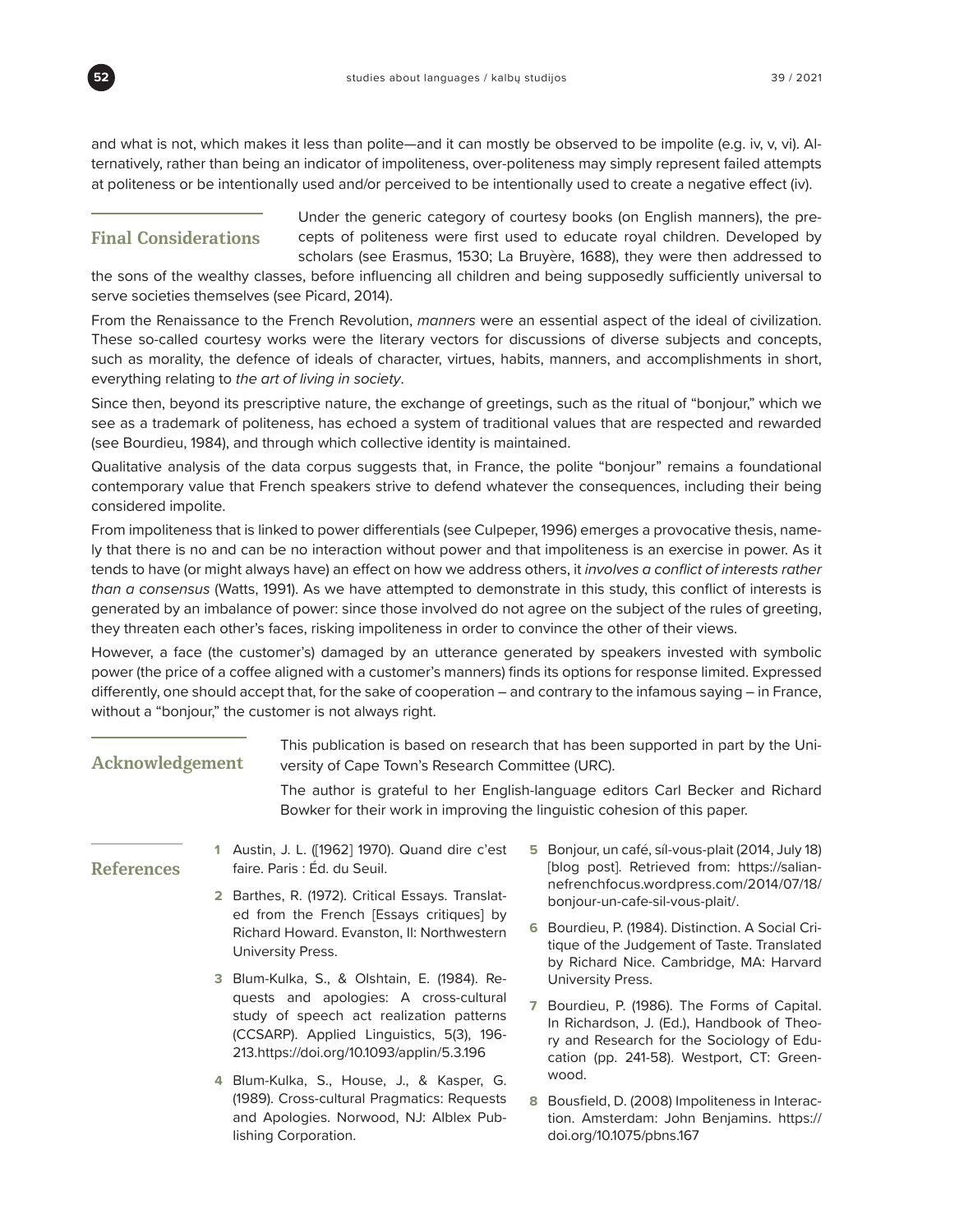and what is not, which makes it less than polite—and it can mostly be observed to be impolite (e.g. iv, v, vi). Alternatively, rather than being an indicator of impoliteness, over-politeness may simply represent failed attempts at politeness or be intentionally used and/or perceived to be intentionally used to create a negative effect (iv).

## Final Considerations

Under the generic category of courtesy books (on English manners), the precepts of politeness were first used to educate royal children. Developed by scholars (see Erasmus, 1530; La Bruyère, 1688), they were then addressed to the sons of the wealthy classes, before influencing all children and being supposedly sufficiently universal to serve societies themselves (see Picard, 2014).

From the Renaissance to the French Revolution, *manners* were an essential aspect of the ideal of civilization. These so-called courtesy works were the literary vectors for discussions of diverse subjects and concepts, such as morality, the defence of ideals of character, virtues, habits, manners, and accomplishments in short, everything relating to *the art of living in society*.

Since then, beyond its prescriptive nature, the exchange of greetings, such as the ritual of "bonjour," which we see as a trademark of politeness, has echoed a system of traditional values that are respected and rewarded (see Bourdieu, 1984), and through which collective identity is maintained.

Qualitative analysis of the data corpus suggests that, in France, the polite "bonjour" remains a foundational contemporary value that French speakers strive to defend whatever the consequences, including their being considered impolite.

From impoliteness that is linked to power differentials (see Culpeper, 1996) emerges a provocative thesis, namely that there is no and can be no interaction without power and that impoliteness is an exercise in power. As it tends to have (or might always have) an effect on how we address others, it *involves a conflict of interests rather than a consensus* (Watts, 1991). As we have attempted to demonstrate in this study, this conflict of interests is generated by an imbalance of power: since those involved do not agree on the subject of the rules of greeting, they threaten each other's faces, risking impoliteness in order to convince the other of their views.

However, a face (the customer's) damaged by an utterance generated by speakers invested with symbolic power (the price of a coffee aligned with a customer's manners) finds its options for response limited. Expressed differently, one should accept that, for the sake of cooperation – and contrary to the infamous saying – in France, without a "bonjour," the customer is not always right.

## Acknowledgement

This publication is based on research that has been supported in part by the University of Cape Town's Research Committee (URC).

The author is grateful to her English-language editors Carl Becker and Richard Bowker for their work in improving the linguistic cohesion of this paper.

## References

1. Austin, J. L. ([1962] 1970). Quand dire c'est faire. Paris : Éd. du Seuil.
2. Barthes, R. (1972). Critical Essays. Translated from the French [Essays critiques] by Richard Howard. Evanston, Il: Northwestern University Press.
3. Blum-Kulka, S., & Olshtain, E. (1984). Requests and apologies: A cross-cultural study of speech act realization patterns (CCSARP). Applied Linguistics, 5(3), 196-213.https://doi.org/10.1093/applin/5.3.196
4. Blum-Kulka, S., House, J., & Kasper, G. (1989). Cross-cultural Pragmatics: Requests and Apologies. Norwood, NJ: Alblex Publishing Corporation.
5. Bonjour, un café, síl-vous-plait (2014, July 18) [blog post]. Retrieved from: https://saliannefrenchfocus.wordpress.com/2014/07/18/bonjour-un-cafe-sil-vous-plait/.
6. Bourdieu, P. (1984). Distinction. A Social Critique of the Judgement of Taste. Translated by Richard Nice. Cambridge, MA: Harvard University Press.
7. Bourdieu, P. (1986). The Forms of Capital. In Richardson, J. (Ed.), Handbook of Theory and Research for the Sociology of Education (pp. 241-58). Westport, CT: Greenwood.
8. Bousfield, D. (2008) Impoliteness in Interaction. Amsterdam: John Benjamins. https://doi.org/10.1075/pbns.167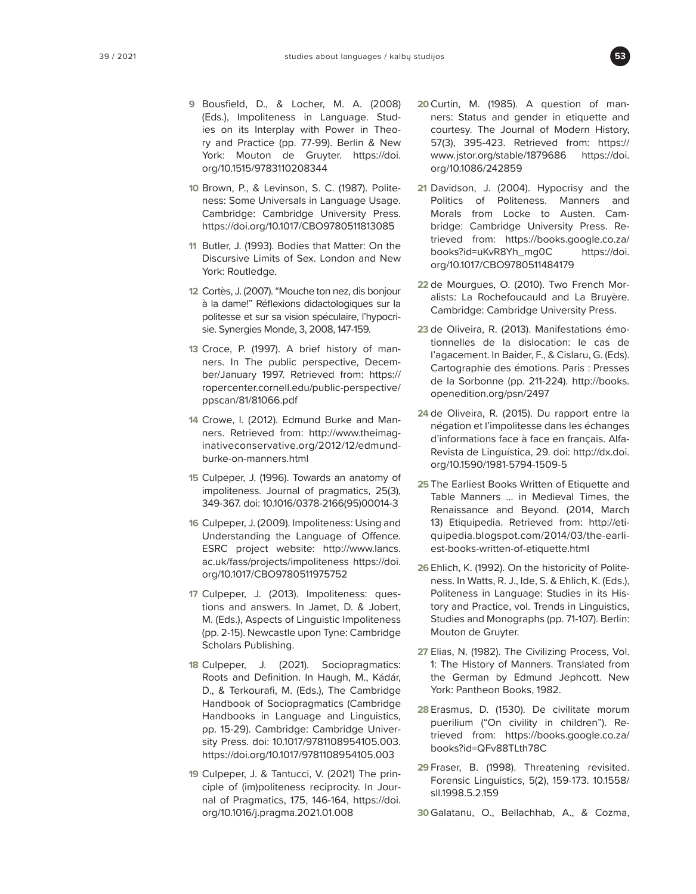9 Bousfield, D., & Locher, M. A. (2008) (Eds.), Impoliteness in Language. Studies on its Interplay with Power in Theory and Practice (pp. 77-99). Berlin & New York: Mouton de Gruyter. https://doi.org/10.1515/9783110208344

10 Brown, P., & Levinson, S. C. (1987). Politeness: Some Universals in Language Usage. Cambridge: Cambridge University Press. https://doi.org/10.1017/CBO9780511813085

11 Butler, J. (1993). Bodies that Matter: On the Discursive Limits of Sex. London and New York: Routledge.

12 Cortès, J. (2007). "Mouche ton nez, dis bonjour à la dame!" Réflexions didactologiques sur la politesse et sur sa vision spéculaire, l'hypocrisie. Synergies Monde, 3, 2008, 147-159.

13 Croce, P. (1997). A brief history of manners. In The public perspective, December/January 1997. Retrieved from: https://ropercenter.cornell.edu/public-perspective/ppscan/81/81066.pdf

14 Crowe, I. (2012). Edmund Burke and Manners. Retrieved from: http://www.theimaginativeconservative.org/2012/12/edmund-burke-on-manners.html

15 Culpeper, J. (1996). Towards an anatomy of impoliteness. Journal of pragmatics, 25(3), 349-367. doi: 10.1016/0378-2166(95)00014-3

16 Culpeper, J. (2009). Impoliteness: Using and Understanding the Language of Offence. ESRC project website: http://www.lancs.ac.uk/fass/projects/impoliteness https://doi.org/10.1017/CBO9780511975752

17 Culpeper, J. (2013). Impoliteness: questions and answers. In Jamet, D. & Jobert, M. (Eds.), Aspects of Linguistic Impoliteness (pp. 2-15). Newcastle upon Tyne: Cambridge Scholars Publishing.

18 Culpeper, J. (2021). Sociopragmatics: Roots and Definition. In Haugh, M., Kádár, D., & Terkourafi, M. (Eds.), The Cambridge Handbook of Sociopragmatics (Cambridge Handbooks in Language and Linguistics, pp. 15-29). Cambridge: Cambridge University Press. doi: 10.1017/9781108954105.003. https://doi.org/10.1017/9781108954105.003

19 Culpeper, J. & Tantucci, V. (2021) The principle of (im)politeness reciprocity. In Journal of Pragmatics, 175, 146-164, https://doi.org/10.1016/j.pragma.2021.01.008

20 Curtin, M. (1985). A question of manners: Status and gender in etiquette and courtesy. The Journal of Modern History, 57(3), 395-423. Retrieved from: https://www.jstor.org/stable/1879686 https://doi.org/10.1086/242859

21 Davidson, J. (2004). Hypocrisy and the Politics of Politeness. Manners and Morals from Locke to Austen. Cambridge: Cambridge University Press. Retrieved from: https://books.google.co.za/books?id=uKvR8Yh_mg0C https://doi.org/10.1017/CBO9780511484179

22 de Mourgues, O. (2010). Two French Moralists: La Rochefoucauld and La Bruyère. Cambridge: Cambridge University Press.

23 de Oliveira, R. (2013). Manifestations émotionnelles de la dislocation: le cas de l'agacement. In Baider, F., & Cislaru, G. (Eds). Cartographie des émotions. Paris : Presses de la Sorbonne (pp. 211-224). http://books.openedition.org/psn/2497

24 de Oliveira, R. (2015). Du rapport entre la négation et l'impolitesse dans les échanges d'informations face à face en français. Alfa-Revista de Linguística, 29. doi: http://dx.doi.org/10.1590/1981-5794-1509-5

25 The Earliest Books Written of Etiquette and Table Manners … in Medieval Times, the Renaissance and Beyond. (2014, March 13) Etiquipedia. Retrieved from: http://etiquipedia.blogspot.com/2014/03/the-earliest-books-written-of-etiquette.html

26 Ehlich, K. (1992). On the historicity of Politeness. In Watts, R. J., Ide, S. & Ehlich, K. (Eds.), Politeness in Language: Studies in its History and Practice, vol. Trends in Linguistics, Studies and Monographs (pp. 71-107). Berlin: Mouton de Gruyter.

27 Elias, N. (1982). The Civilizing Process, Vol. 1: The History of Manners. Translated from the German by Edmund Jephcott. New York: Pantheon Books, 1982.

28 Erasmus, D. (1530). De civilitate morum puerilium ("On civility in children"). Retrieved from: https://books.google.co.za/books?id=QFv88TLth78C

29 Fraser, B. (1998). Threatening revisited. Forensic Linguistics, 5(2), 159-173. 10.1558/sll.1998.5.2.159

30 Galatanu, O., Bellachhab, A., & Cozma,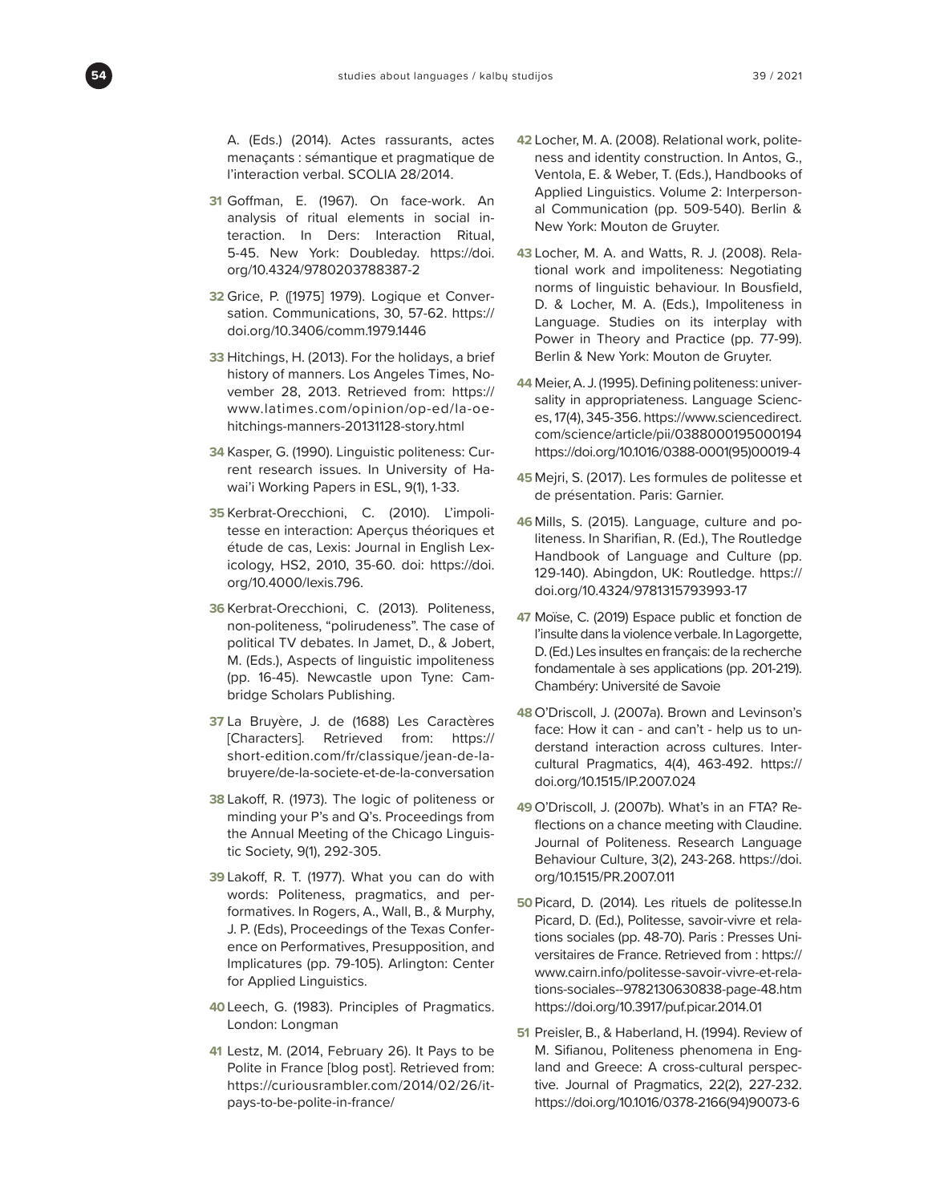A. (Eds.) (2014). Actes rassurants, actes menaçants : sémantique et pragmatique de l'interaction verbal. SCOLIA 28/2014.

**31** Goffman, E. (1967). On face-work. An analysis of ritual elements in social interaction. In Ders: Interaction Ritual, 5-45. New York: Doubleday. https://doi.org/10.4324/9780203788387-2

**32** Grice, P. ([1975] 1979). Logique et Conversation. Communications, 30, 57-62. https://doi.org/10.3406/comm.1979.1446

**33** Hitchings, H. (2013). For the holidays, a brief history of manners. Los Angeles Times, November 28, 2013. Retrieved from: https://www.latimes.com/opinion/op-ed/la-oe-hitchings-manners-20131128-story.html

**34** Kasper, G. (1990). Linguistic politeness: Current research issues. In University of Hawai'i Working Papers in ESL, 9(1), 1-33.

**35** Kerbrat-Orecchioni, C. (2010). L'impolitesse en interaction: Aperçus théoriques et étude de cas, Lexis: Journal in English Lexicology, HS2, 2010, 35-60. doi: https://doi.org/10.4000/lexis.796.

**36** Kerbrat-Orecchioni, C. (2013). Politeness, non-politeness, "polirudeness". The case of political TV debates. In Jamet, D., & Jobert, M. (Eds.), Aspects of linguistic impoliteness (pp. 16-45). Newcastle upon Tyne: Cambridge Scholars Publishing.

**37** La Bruyère, J. de (1688) Les Caractères [Characters]. Retrieved from: https://short-edition.com/fr/classique/jean-de-la-bruyere/de-la-societe-et-de-la-conversation

**38** Lakoff, R. (1973). The logic of politeness or minding your P's and Q's. Proceedings from the Annual Meeting of the Chicago Linguistic Society, 9(1), 292-305.

**39** Lakoff, R. T. (1977). What you can do with words: Politeness, pragmatics, and performatives. In Rogers, A., Wall, B., & Murphy, J. P. (Eds), Proceedings of the Texas Conference on Performatives, Presupposition, and Implicatures (pp. 79-105). Arlington: Center for Applied Linguistics.

**40** Leech, G. (1983). Principles of Pragmatics. London: Longman

**41** Lestz, M. (2014, February 26). It Pays to be Polite in France [blog post]. Retrieved from: https://curiousrambler.com/2014/02/26/it-pays-to-be-polite-in-france/

**42** Locher, M. A. (2008). Relational work, politeness and identity construction. In Antos, G., Ventola, E. & Weber, T. (Eds.), Handbooks of Applied Linguistics. Volume 2: Interpersonal Communication (pp. 509-540). Berlin & New York: Mouton de Gruyter.

**43** Locher, M. A. and Watts, R. J. (2008). Relational work and impoliteness: Negotiating norms of linguistic behaviour. In Bousfield, D. & Locher, M. A. (Eds.), Impoliteness in Language. Studies on its interplay with Power in Theory and Practice (pp. 77-99). Berlin & New York: Mouton de Gruyter.

**44** Meier, A. J. (1995). Defining politeness: universality in appropriateness. Language Sciences, 17(4), 345-356. https://www.sciencedirect.com/science/article/pii/0388000195000194 https://doi.org/10.1016/0388-0001(95)00019-4

**45** Mejri, S. (2017). Les formules de politesse et de présentation. Paris: Garnier.

**46** Mills, S. (2015). Language, culture and politeness. In Sharifian, R. (Ed.), The Routledge Handbook of Language and Culture (pp. 129-140). Abingdon, UK: Routledge. https://doi.org/10.4324/9781315793993-17

**47** Moïse, C. (2019) Espace public et fonction de l'insulte dans la violence verbale. In Lagorgette, D. (Ed.) Les insultes en français: de la recherche fondamentale à ses applications (pp. 201-219). Chambéry: Université de Savoie

**48** O'Driscoll, J. (2007a). Brown and Levinson's face: How it can - and can't - help us to understand interaction across cultures. Intercultural Pragmatics, 4(4), 463-492. https://doi.org/10.1515/IP.2007.024

**49** O'Driscoll, J. (2007b). What's in an FTA? Reflections on a chance meeting with Claudine. Journal of Politeness. Research Language Behaviour Culture, 3(2), 243-268. https://doi.org/10.1515/PR.2007.011

**50** Picard, D. (2014). Les rituels de politesse.In Picard, D. (Ed.), Politesse, savoir-vivre et relations sociales (pp. 48-70). Paris : Presses Universitaires de France. Retrieved from : https://www.cairn.info/politesse-savoir-vivre-et-relations-sociales--9782130630838-page-48.htm https://doi.org/10.3917/puf.picar.2014.01

**51** Preisler, B., & Haberland, H. (1994). Review of M. Sifianou, Politeness phenomena in England and Greece: A cross-cultural perspective. Journal of Pragmatics, 22(2), 227-232. https://doi.org/10.1016/0378-2166(94)90073-6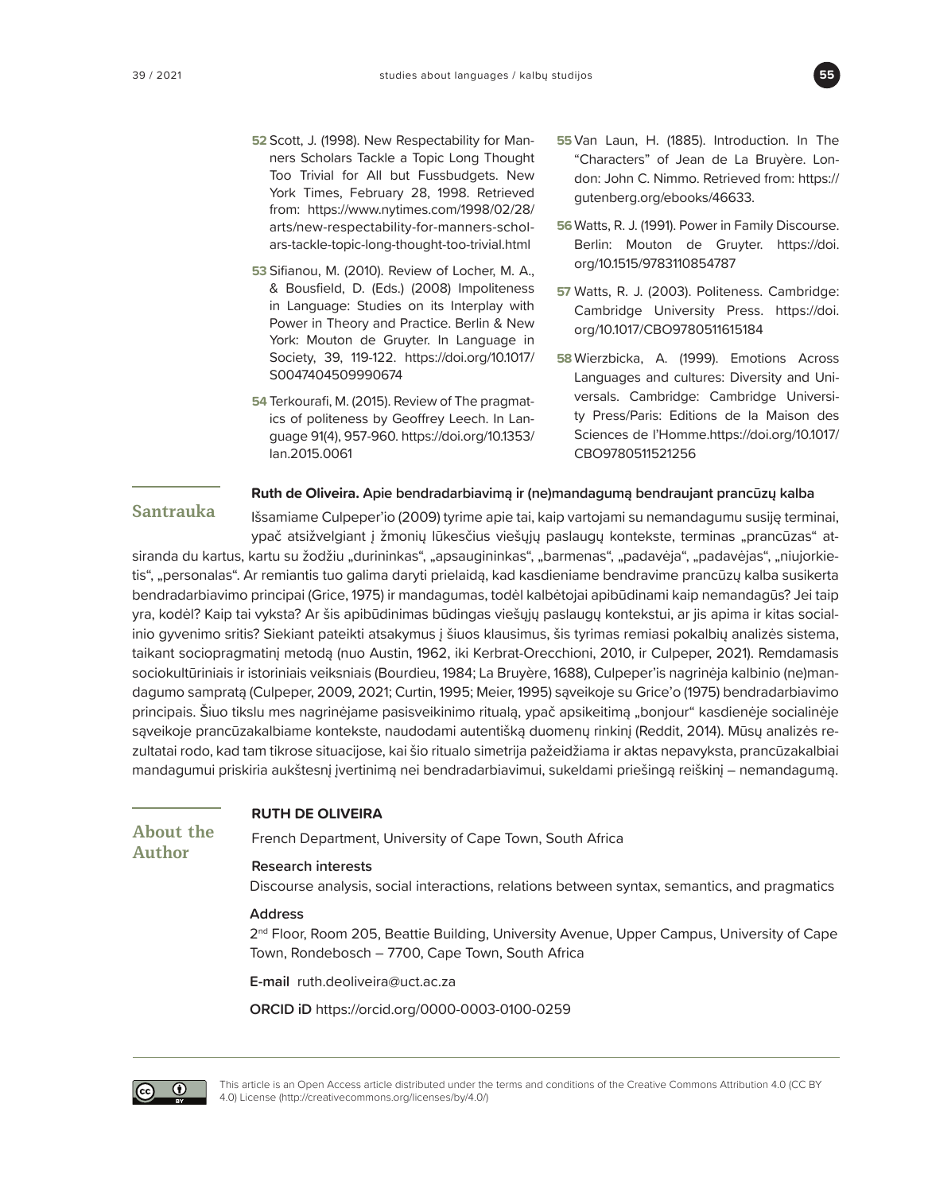52 Scott, J. (1998). New Respectability for Manners Scholars Tackle a Topic Long Thought Too Trivial for All but Fussbudgets. New York Times, February 28, 1998. Retrieved from: https://www.nytimes.com/1998/02/28/arts/new-respectability-for-manners-scholars-tackle-topic-long-thought-too-trivial.html

53 Sifianou, M. (2010). Review of Locher, M. A., & Bousfield, D. (Eds.) (2008) Impoliteness in Language: Studies on its Interplay with Power in Theory and Practice. Berlin & New York: Mouton de Gruyter. In Language in Society, 39, 119-122. https://doi.org/10.1017/S0047404509990674

54 Terkourafi, M. (2015). Review of The pragmatics of politeness by Geoffrey Leech. In Language 91(4), 957-960. https://doi.org/10.1353/lan.2015.0061

55 Van Laun, H. (1885). Introduction. In The "Characters" of Jean de La Bruyère. London: John C. Nimmo. Retrieved from: https://gutenberg.org/ebooks/46633.

56 Watts, R. J. (1991). Power in Family Discourse. Berlin: Mouton de Gruyter. https://doi.org/10.1515/9783110854787

57 Watts, R. J. (2003). Politeness. Cambridge: Cambridge University Press. https://doi.org/10.1017/CBO9780511615184

58 Wierzbicka, A. (1999). Emotions Across Languages and cultures: Diversity and Universals. Cambridge: Cambridge University Press/Paris: Editions de la Maison des Sciences de l'Homme.https://doi.org/10.1017/CBO9780511521256

## Santrauka

**Ruth de Oliveira. Apie bendradarbiavimą ir (ne)mandagumą bendraujant prancūzų kalba**

Išsamiame Culpeper'io (2009) tyrime apie tai, kaip vartojami su nemandagumu susiję terminai, ypač atsižvelgiant į žmonių lūkesčius viešųjų paslaugų kontekste, terminas „prancūzas" atsiranda du kartus, kartu su žodžiu „durininkas", „apsauginkas", „barmenas", „padavėja", „padavėjas", „niujorkietis", „personalas". Ar remiantis tuo galima daryti prielaidą, kad kasdieniame bendravime prancūzų kalba susikerta bendradarbiavimo principai (Grice, 1975) ir mandagumas, todėl kalbėtojai apibūdinami kaip nemandagūs? Jei taip yra, kodėl? Kaip tai vyksta? Ar šis apibūdinimas būdingas viešųjų paslaugų kontekstui, ar jis apima ir kitas socialinio gyvenimo sritis? Siekiant pateikti atsakymus į šiuos klausimus, šis tyrimas remiasi pokalbių analizės sistema, taikant sociopragmatinį metodą (nuo Austin, 1962, iki Kerbrat-Orecchioni, 2010, ir Culpeper, 2021). Remdamasis sociokultūriniais ir istoriniais veiksniais (Bourdieu, 1984; La Bruyère, 1688), Culpeper'is nagrinėja kalbinio (ne)mandagumo sampratą (Culpeper, 2009, 2021; Curtin, 1995; Meier, 1995) sąveikoje su Grice'o (1975) bendradarbiavimo principais. Šiuo tikslu mes nagrinėjame pasisveikinimo ritualą, ypač apsikeitimą „bonjour" kasdienėje socialinėje sąveikoje prancūzakalbiame kontekste, naudodami autentišką duomenų rinkinį (Reddit, 2014). Mūsų analizės rezultatai rodo, kad tam tikrose situacijose, kai šio ritualo simetrija pažeidžiama ir aktas nepavyksta, prancūzakalbiai mandagumui priskiria aukštesnį įvertinimą nei bendradarbiavimui, sukeldami priešingą reiškinį – nemandagumą.

## About the Author

**RUTH DE OLIVEIRA**

French Department, University of Cape Town, South Africa

**Research interests**

Discourse analysis, social interactions, relations between syntax, semantics, and pragmatics

**Address**

2nd Floor, Room 205, Beattie Building, University Avenue, Upper Campus, University of Cape Town, Rondebosch – 7700, Cape Town, South Africa

**E-mail** ruth.deoliveira@uct.ac.za

**ORCID iD** https://orcid.org/0000-0003-0100-0259

This article is an Open Access article distributed under the terms and conditions of the Creative Commons Attribution 4.0 (CC BY 4.0) License (http://creativecommons.org/licenses/by/4.0/)